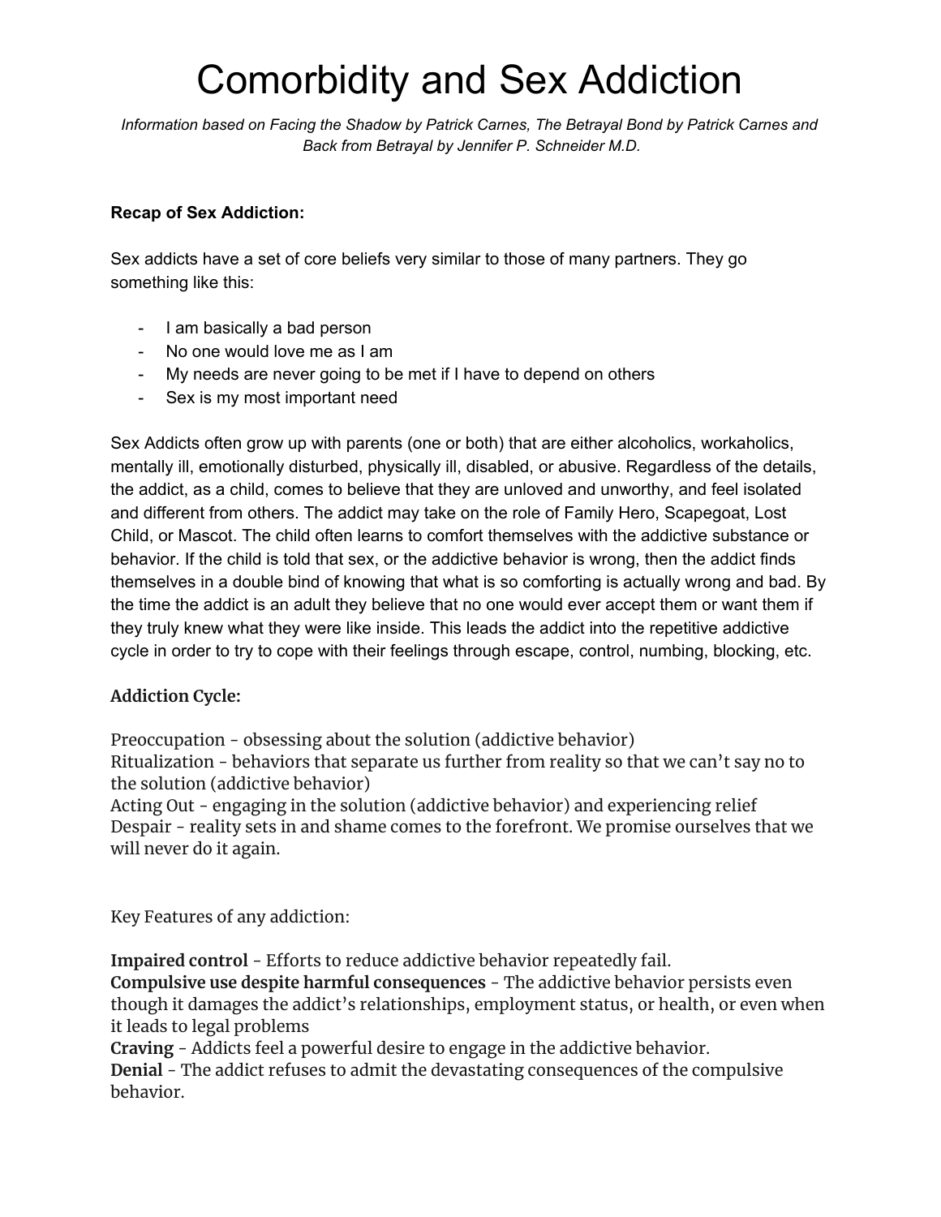# Comorbidity and Sex Addiction

*Information based on Facing the Shadow by Patrick Carnes, The Betrayal Bond by Patrick Carnes and Back from Betrayal by Jennifer P. Schneider M.D.*

**Recap of Sex Addiction:**

Sex addicts have a set of core beliefs very similar to those of many partners. They go something like this:

- I am basically a bad person
- No one would love me as I am
- My needs are never going to be met if I have to depend on others
- Sex is my most important need

Sex Addicts often grow up with parents (one or both) that are either alcoholics, workaholics, mentally ill, emotionally disturbed, physically ill, disabled, or abusive. Regardless of the details, the addict, as a child, comes to believe that they are unloved and unworthy, and feel isolated and different from others. The addict may take on the role of Family Hero, Scapegoat, Lost Child, or Mascot. The child often learns to comfort themselves with the addictive substance or behavior. If the child is told that sex, or the addictive behavior is wrong, then the addict finds themselves in a double bind of knowing that what is so comforting is actually wrong and bad. By the time the addict is an adult they believe that no one would ever accept them or want them if they truly knew what they were like inside. This leads the addict into the repetitive addictive cycle in order to try to cope with their feelings through escape, control, numbing, blocking, etc.

**Addiction Cycle:**

Preoccupation - obsessing about the solution (addictive behavior)
Ritualization - behaviors that separate us further from reality so that we can't say no to the solution (addictive behavior)
Acting Out - engaging in the solution (addictive behavior) and experiencing relief
Despair - reality sets in and shame comes to the forefront. We promise ourselves that we will never do it again.

Key Features of any addiction:

**Impaired control** - Efforts to reduce addictive behavior repeatedly fail.
**Compulsive use despite harmful consequences** - The addictive behavior persists even though it damages the addict's relationships, employment status, or health, or even when it leads to legal problems
**Craving** - Addicts feel a powerful desire to engage in the addictive behavior.
**Denial** - The addict refuses to admit the devastating consequences of the compulsive behavior.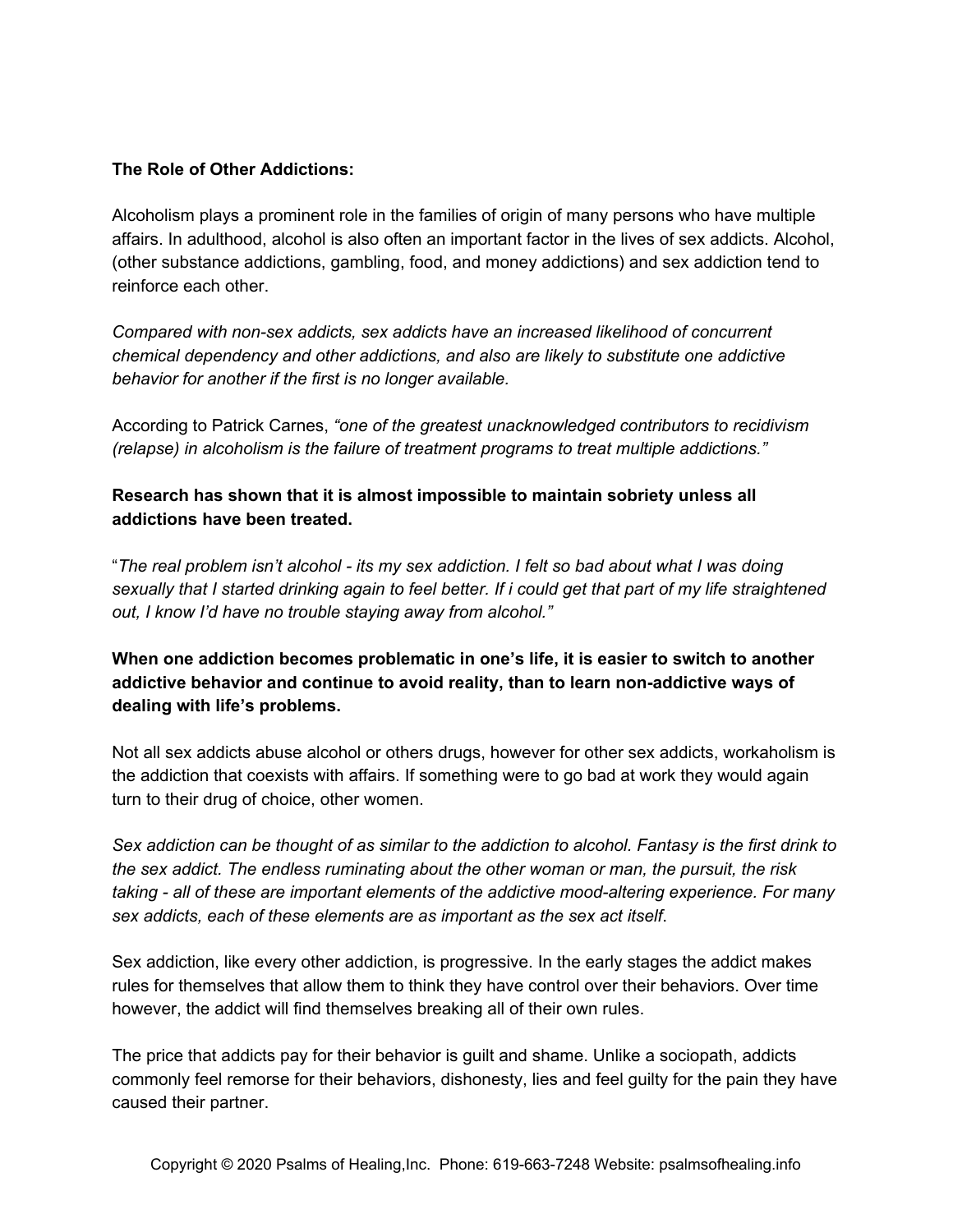**The Role of Other Addictions:**

Alcoholism plays a prominent role in the families of origin of many persons who have multiple affairs. In adulthood, alcohol is also often an important factor in the lives of sex addicts. Alcohol, (other substance addictions, gambling, food, and money addictions) and sex addiction tend to reinforce each other.

*Compared with non-sex addicts, sex addicts have an increased likelihood of concurrent chemical dependency and other addictions, and also are likely to substitute one addictive behavior for another if the first is no longer available.*

According to Patrick Carnes, *"one of the greatest unacknowledged contributors to recidivism (relapse) in alcoholism is the failure of treatment programs to treat multiple addictions."*

**Research has shown that it is almost impossible to maintain sobriety unless all addictions have been treated.**

"*The real problem isn't alcohol - its my sex addiction. I felt so bad about what I was doing sexually that I started drinking again to feel better. If i could get that part of my life straightened out, I know I'd have no trouble staying away from alcohol."*

**When one addiction becomes problematic in one's life, it is easier to switch to another addictive behavior and continue to avoid reality, than to learn non-addictive ways of dealing with life's problems.**

Not all sex addicts abuse alcohol or others drugs, however for other sex addicts, workaholism is the addiction that coexists with affairs. If something were to go bad at work they would again turn to their drug of choice, other women.

*Sex addiction can be thought of as similar to the addiction to alcohol. Fantasy is the first drink to the sex addict. The endless ruminating about the other woman or man, the pursuit, the risk taking - all of these are important elements of the addictive mood-altering experience. For many sex addicts, each of these elements are as important as the sex act itself*.

Sex addiction, like every other addiction, is progressive. In the early stages the addict makes rules for themselves that allow them to think they have control over their behaviors. Over time however, the addict will find themselves breaking all of their own rules.

The price that addicts pay for their behavior is guilt and shame. Unlike a sociopath, addicts commonly feel remorse for their behaviors, dishonesty, lies and feel guilty for the pain they have caused their partner.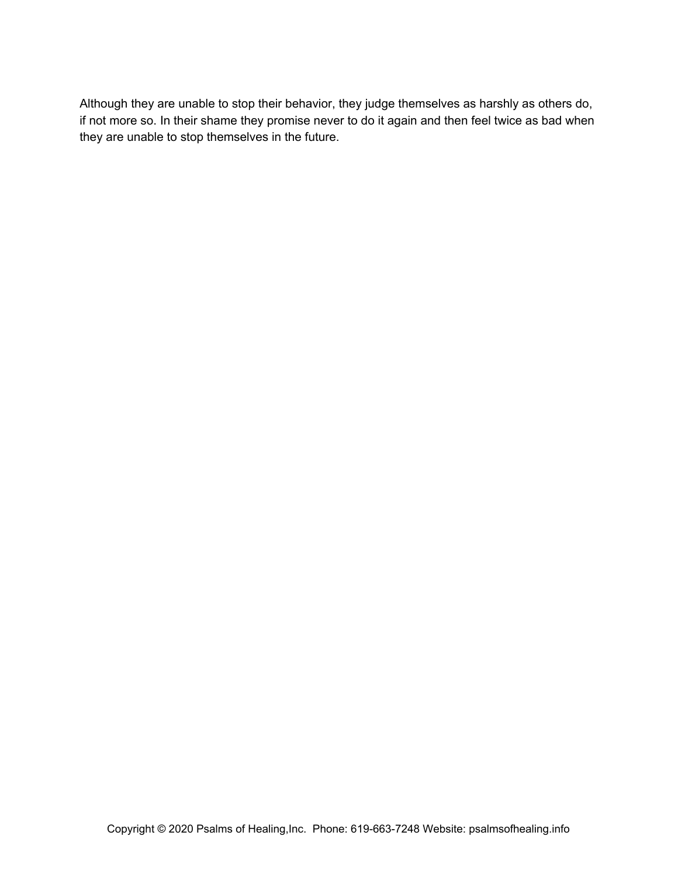Although they are unable to stop their behavior, they judge themselves as harshly as others do, if not more so. In their shame they promise never to do it again and then feel twice as bad when they are unable to stop themselves in the future.